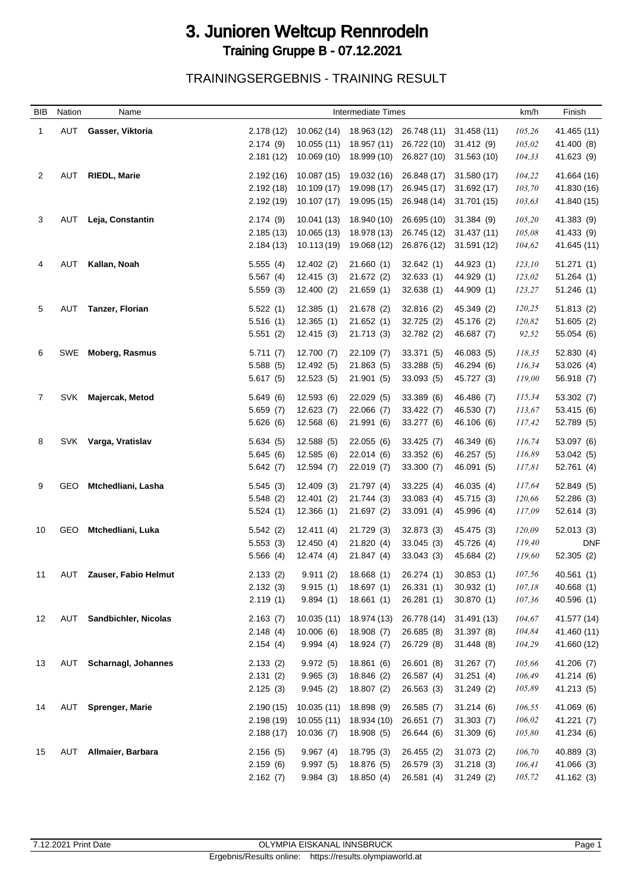# 3. Junioren Weltcup Rennrodeln

## Training Gruppe B - 07.12.2021

### TRAININGSERGEBNIS - TRAINING RESULT

| BIB | Nation | Name | Intermediate Times | | | | | km/h | Finish |
|---|---|---|---|---|---|---|---|---|---|
| 1 | AUT | **Gasser, Viktoria** | 2.178 (12) | 10.062 (14) | 18.963 (12) | 26.748 (11) | 31.458 (11) | *105,26* | 41.465 (11) |
| | | | 2.174 (9) | 10.055 (11) | 18.957 (11) | 26.722 (10) | 31.412 (9) | *105,02* | 41.400 (8) |
| | | | 2.181 (12) | 10.069 (10) | 18.999 (10) | 26.827 (10) | 31.563 (10) | *104,33* | 41.623 (9) |
| 2 | AUT | **RIEDL, Marie** | 2.192 (16) | 10.087 (15) | 19.032 (16) | 26.848 (17) | 31.580 (17) | *104,22* | 41.664 (16) |
| | | | 2.192 (18) | 10.109 (17) | 19.098 (17) | 26.945 (17) | 31.692 (17) | *103,70* | 41.830 (16) |
| | | | 2.192 (19) | 10.107 (17) | 19.095 (15) | 26.948 (14) | 31.701 (15) | *103,63* | 41.840 (15) |
| 3 | AUT | **Leja, Constantin** | 2.174 (9) | 10.041 (13) | 18.940 (10) | 26.695 (10) | 31.384 (9) | *105,20* | 41.383 (9) |
| | | | 2.185 (13) | 10.065 (13) | 18.978 (13) | 26.745 (12) | 31.437 (11) | *105,08* | 41.433 (9) |
| | | | 2.184 (13) | 10.113 (19) | 19.068 (12) | 26.876 (12) | 31.591 (12) | *104,62* | 41.645 (11) |
| 4 | AUT | **Kallan, Noah** | 5.555 (4) | 12.402 (2) | 21.660 (1) | 32.642 (1) | 44.923 (1) | *123,10* | 51.271 (1) |
| | | | 5.567 (4) | 12.415 (3) | 21.672 (2) | 32.633 (1) | 44.929 (1) | *123,02* | 51.264 (1) |
| | | | 5.559 (3) | 12.400 (2) | 21.659 (1) | 32.638 (1) | 44.909 (1) | *123,27* | 51.246 (1) |
| 5 | AUT | **Tanzer, Florian** | 5.522 (1) | 12.385 (1) | 21.678 (2) | 32.816 (2) | 45.349 (2) | *120,25* | 51.813 (2) |
| | | | 5.516 (1) | 12.365 (1) | 21.652 (1) | 32.725 (2) | 45.176 (2) | *120,82* | 51.605 (2) |
| | | | 5.551 (2) | 12.415 (3) | 21.713 (3) | 32.782 (2) | 46.687 (7) | *92,52* | 55.054 (6) |
| 6 | SWE | **Moberg, Rasmus** | 5.711 (7) | 12.700 (7) | 22.109 (7) | 33.371 (5) | 46.083 (5) | *118,35* | 52.830 (4) |
| | | | 5.588 (5) | 12.492 (5) | 21.863 (5) | 33.288 (5) | 46.294 (6) | *116,34* | 53.026 (4) |
| | | | 5.617 (5) | 12.523 (5) | 21.901 (5) | 33.093 (5) | 45.727 (3) | *119,00* | 56.918 (7) |
| 7 | SVK | **Majercak, Metod** | 5.649 (6) | 12.593 (6) | 22.029 (5) | 33.389 (6) | 46.486 (7) | *115,34* | 53.302 (7) |
| | | | 5.659 (7) | 12.623 (7) | 22.066 (7) | 33.422 (7) | 46.530 (7) | *113,67* | 53.415 (6) |
| | | | 5.626 (6) | 12.568 (6) | 21.991 (6) | 33.277 (6) | 46.106 (6) | *117,42* | 52.789 (5) |
| 8 | SVK | **Varga, Vratislav** | 5.634 (5) | 12.588 (5) | 22.055 (6) | 33.425 (7) | 46.349 (6) | *116,74* | 53.097 (6) |
| | | | 5.645 (6) | 12.585 (6) | 22.014 (6) | 33.352 (6) | 46.257 (5) | *116,89* | 53.042 (5) |
| | | | 5.642 (7) | 12.594 (7) | 22.019 (7) | 33.300 (7) | 46.091 (5) | *117,81* | 52.761 (4) |
| 9 | GEO | **Mtchedliani, Lasha** | 5.545 (3) | 12.409 (3) | 21.797 (4) | 33.225 (4) | 46.035 (4) | *117,64* | 52.849 (5) |
| | | | 5.548 (2) | 12.401 (2) | 21.744 (3) | 33.083 (4) | 45.715 (3) | *120,66* | 52.286 (3) |
| | | | 5.524 (1) | 12.366 (1) | 21.697 (2) | 33.091 (4) | 45.996 (4) | *117,09* | 52.614 (3) |
| 10 | GEO | **Mtchedliani, Luka** | 5.542 (2) | 12.411 (4) | 21.729 (3) | 32.873 (3) | 45.475 (3) | *120,09* | 52.013 (3) |
| | | | 5.553 (3) | 12.450 (4) | 21.820 (4) | 33.045 (3) | 45.726 (4) | *119,40* | DNF |
| | | | 5.566 (4) | 12.474 (4) | 21.847 (4) | 33.043 (3) | 45.684 (2) | *119,60* | 52.305 (2) |
| 11 | AUT | **Zauser, Fabio Helmut** | 2.133 (2) | 9.911 (2) | 18.668 (1) | 26.274 (1) | 30.853 (1) | *107,56* | 40.561 (1) |
| | | | 2.132 (3) | 9.915 (1) | 18.697 (1) | 26.331 (1) | 30.932 (1) | *107,18* | 40.668 (1) |
| | | | 2.119 (1) | 9.894 (1) | 18.661 (1) | 26.281 (1) | 30.870 (1) | *107,36* | 40.596 (1) |
| 12 | AUT | **Sandbichler, Nicolas** | 2.163 (7) | 10.035 (11) | 18.974 (13) | 26.778 (14) | 31.491 (13) | *104,67* | 41.577 (14) |
| | | | 2.148 (4) | 10.006 (6) | 18.908 (7) | 26.685 (8) | 31.397 (8) | *104,84* | 41.460 (11) |
| | | | 2.154 (4) | 9.994 (4) | 18.924 (7) | 26.729 (8) | 31.448 (8) | *104,29* | 41.660 (12) |
| 13 | AUT | **Scharnagl, Johannes** | 2.133 (2) | 9.972 (5) | 18.861 (6) | 26.601 (8) | 31.267 (7) | *105,66* | 41.206 (7) |
| | | | 2.131 (2) | 9.965 (3) | 18.846 (2) | 26.587 (4) | 31.251 (4) | *106,49* | 41.214 (6) |
| | | | 2.125 (3) | 9.945 (2) | 18.807 (2) | 26.563 (3) | 31.249 (2) | *105,89* | 41.213 (5) |
| 14 | AUT | **Sprenger, Marie** | 2.190 (15) | 10.035 (11) | 18.898 (9) | 26.585 (7) | 31.214 (6) | *106,55* | 41.069 (6) |
| | | | 2.198 (19) | 10.055 (11) | 18.934 (10) | 26.651 (7) | 31.303 (7) | *106,02* | 41.221 (7) |
| | | | 2.188 (17) | 10.036 (7) | 18.908 (5) | 26.644 (6) | 31.309 (6) | *105,80* | 41.234 (6) |
| 15 | AUT | **Allmaier, Barbara** | 2.156 (5) | 9.967 (4) | 18.795 (3) | 26.455 (2) | 31.073 (2) | *106,70* | 40.889 (3) |
| | | | 2.159 (6) | 9.997 (5) | 18.876 (5) | 26.579 (3) | 31.218 (3) | *106,41* | 41.066 (3) |
| | | | 2.162 (7) | 9.984 (3) | 18.850 (4) | 26.581 (4) | 31.249 (2) | *105,72* | 41.162 (3) |

7.12.2021 Print Date — OLYMPIA EISKANAL INNSBRUCK

Ergebnis/Results online: https://results.olympiaworld.at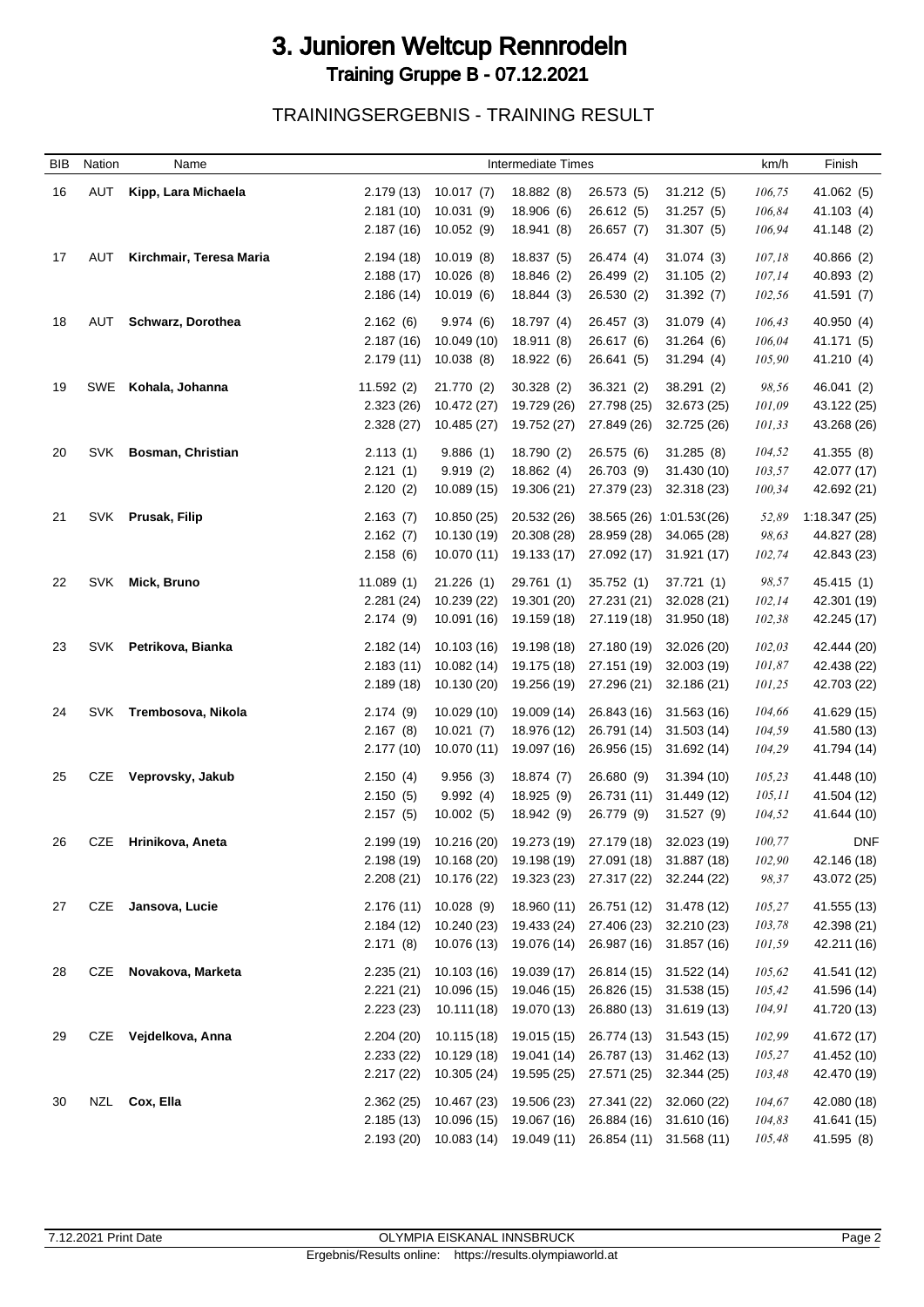# 3. Junioren Weltcup Rennrodeln

## Training Gruppe B - 07.12.2021

### TRAININGSERGEBNIS - TRAINING RESULT

| BIB | Nation | Name | Intermediate Times | | | | | km/h | Finish |
|---|---|---|---|---|---|---|---|---|---|
| 16 | AUT | **Kipp, Lara Michaela** | 2.179 (13) | 10.017 (7) | 18.882 (8) | 26.573 (5) | 31.212 (5) | *106,75* | 41.062 (5) |
| | | | 2.181 (10) | 10.031 (9) | 18.906 (6) | 26.612 (5) | 31.257 (5) | *106,84* | 41.103 (4) |
| | | | 2.187 (16) | 10.052 (9) | 18.941 (8) | 26.657 (7) | 31.307 (5) | *106,94* | 41.148 (2) |
| 17 | AUT | **Kirchmair, Teresa Maria** | 2.194 (18) | 10.019 (8) | 18.837 (5) | 26.474 (4) | 31.074 (3) | *107,18* | 40.866 (2) |
| | | | 2.188 (17) | 10.026 (8) | 18.846 (2) | 26.499 (2) | 31.105 (2) | *107,14* | 40.893 (2) |
| | | | 2.186 (14) | 10.019 (6) | 18.844 (3) | 26.530 (2) | 31.392 (7) | *102,56* | 41.591 (7) |
| 18 | AUT | **Schwarz, Dorothea** | 2.162 (6) | 9.974 (6) | 18.797 (4) | 26.457 (3) | 31.079 (4) | *106,43* | 40.950 (4) |
| | | | 2.187 (16) | 10.049 (10) | 18.911 (8) | 26.617 (6) | 31.264 (6) | *106,04* | 41.171 (5) |
| | | | 2.179 (11) | 10.038 (8) | 18.922 (6) | 26.641 (5) | 31.294 (4) | *105,90* | 41.210 (4) |
| 19 | SWE | **Kohala, Johanna** | 11.592 (2) | 21.770 (2) | 30.328 (2) | 36.321 (2) | 38.291 (2) | *98,56* | 46.041 (2) |
| | | | 2.323 (26) | 10.472 (27) | 19.729 (26) | 27.798 (25) | 32.673 (25) | *101,09* | 43.122 (25) |
| | | | 2.328 (27) | 10.485 (27) | 19.752 (27) | 27.849 (26) | 32.725 (26) | *101,33* | 43.268 (26) |
| 20 | SVK | **Bosman, Christian** | 2.113 (1) | 9.886 (1) | 18.790 (2) | 26.575 (6) | 31.285 (8) | *104,52* | 41.355 (8) |
| | | | 2.121 (1) | 9.919 (2) | 18.862 (4) | 26.703 (9) | 31.430 (10) | *103,57* | 42.077 (17) |
| | | | 2.120 (2) | 10.089 (15) | 19.306 (21) | 27.379 (23) | 32.318 (23) | *100,34* | 42.692 (21) |
| 21 | SVK | **Prusak, Filip** | 2.163 (7) | 10.850 (25) | 20.532 (26) | 38.565 (26) | 1:01.530(26) | *52,89* | 1:18.347 (25) |
| | | | 2.162 (7) | 10.130 (19) | 20.308 (28) | 28.959 (28) | 34.065 (28) | *98,63* | 44.827 (28) |
| | | | 2.158 (6) | 10.070 (11) | 19.133 (17) | 27.092 (17) | 31.921 (17) | *102,74* | 42.843 (23) |
| 22 | SVK | **Mick, Bruno** | 11.089 (1) | 21.226 (1) | 29.761 (1) | 35.752 (1) | 37.721 (1) | *98,57* | 45.415 (1) |
| | | | 2.281 (24) | 10.239 (22) | 19.301 (20) | 27.231 (21) | 32.028 (21) | *102,14* | 42.301 (19) |
| | | | 2.174 (9) | 10.091 (16) | 19.159 (18) | 27.119 (18) | 31.950 (18) | *102,38* | 42.245 (17) |
| 23 | SVK | **Petrikova, Bianka** | 2.182 (14) | 10.103 (16) | 19.198 (18) | 27.180 (19) | 32.026 (20) | *102,03* | 42.444 (20) |
| | | | 2.183 (11) | 10.082 (14) | 19.175 (18) | 27.151 (19) | 32.003 (19) | *101,87* | 42.438 (22) |
| | | | 2.189 (18) | 10.130 (20) | 19.256 (19) | 27.296 (21) | 32.186 (21) | *101,25* | 42.703 (22) |
| 24 | SVK | **Trembosova, Nikola** | 2.174 (9) | 10.029 (10) | 19.009 (14) | 26.843 (16) | 31.563 (16) | *104,66* | 41.629 (15) |
| | | | 2.167 (8) | 10.021 (7) | 18.976 (12) | 26.791 (14) | 31.503 (14) | *104,59* | 41.580 (13) |
| | | | 2.177 (10) | 10.070 (11) | 19.097 (16) | 26.956 (15) | 31.692 (14) | *104,29* | 41.794 (14) |
| 25 | CZE | **Veprovsky, Jakub** | 2.150 (4) | 9.956 (3) | 18.874 (7) | 26.680 (9) | 31.394 (10) | *105,23* | 41.448 (10) |
| | | | 2.150 (5) | 9.992 (4) | 18.925 (9) | 26.731 (11) | 31.449 (12) | *105,11* | 41.504 (12) |
| | | | 2.157 (5) | 10.002 (5) | 18.942 (9) | 26.779 (9) | 31.527 (9) | *104,52* | 41.644 (10) |
| 26 | CZE | **Hrinikova, Aneta** | 2.199 (19) | 10.216 (20) | 19.273 (19) | 27.179 (18) | 32.023 (19) | *100,77* | DNF |
| | | | 2.198 (19) | 10.168 (20) | 19.198 (19) | 27.091 (18) | 31.887 (18) | *102,90* | 42.146 (18) |
| | | | 2.208 (21) | 10.176 (22) | 19.323 (23) | 27.317 (22) | 32.244 (22) | *98,37* | 43.072 (25) |
| 27 | CZE | **Jansova, Lucie** | 2.176 (11) | 10.028 (9) | 18.960 (11) | 26.751 (12) | 31.478 (12) | *105,27* | 41.555 (13) |
| | | | 2.184 (12) | 10.240 (23) | 19.433 (24) | 27.406 (23) | 32.210 (23) | *103,78* | 42.398 (21) |
| | | | 2.171 (8) | 10.076 (13) | 19.076 (14) | 26.987 (16) | 31.857 (16) | *101,59* | 42.211 (16) |
| 28 | CZE | **Novakova, Marketa** | 2.235 (21) | 10.103 (16) | 19.039 (17) | 26.814 (15) | 31.522 (14) | *105,62* | 41.541 (12) |
| | | | 2.221 (21) | 10.096 (15) | 19.046 (15) | 26.826 (15) | 31.538 (15) | *105,42* | 41.596 (14) |
| | | | 2.223 (23) | 10.111 (18) | 19.070 (13) | 26.880 (13) | 31.619 (13) | *104,91* | 41.720 (13) |
| 29 | CZE | **Vejdelkova, Anna** | 2.204 (20) | 10.115 (18) | 19.015 (15) | 26.774 (13) | 31.543 (15) | *102,99* | 41.672 (17) |
| | | | 2.233 (22) | 10.129 (18) | 19.041 (14) | 26.787 (13) | 31.462 (13) | *105,27* | 41.452 (10) |
| | | | 2.217 (22) | 10.305 (24) | 19.595 (25) | 27.571 (25) | 32.344 (25) | *103,48* | 42.470 (19) |
| 30 | NZL | **Cox, Ella** | 2.362 (25) | 10.467 (23) | 19.506 (23) | 27.341 (22) | 32.060 (22) | *104,67* | 42.080 (18) |
| | | | 2.185 (13) | 10.096 (15) | 19.067 (16) | 26.884 (16) | 31.610 (16) | *104,83* | 41.641 (15) |
| | | | 2.193 (20) | 10.083 (14) | 19.049 (11) | 26.854 (11) | 31.568 (11) | *105,48* | 41.595 (8) |

7.12.2021 Print Date — OLYMPIA EISKANAL INNSBRUCK

Ergebnis/Results online: https://results.olympiaworld.at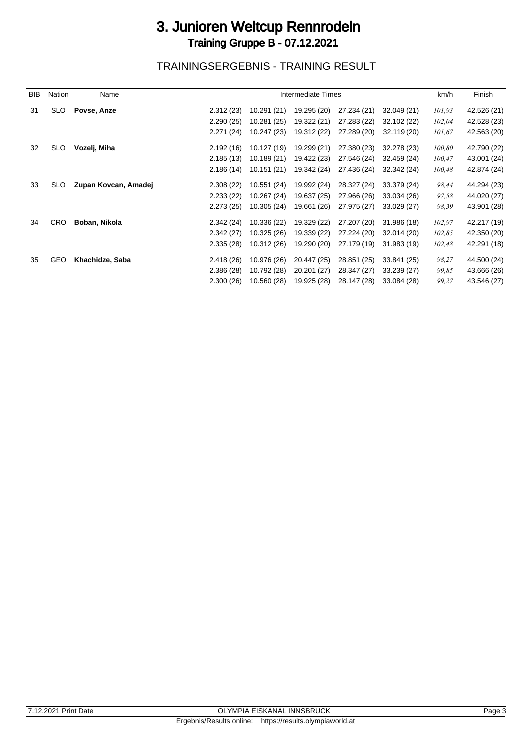# 3. Junioren Weltcup Rennrodeln

## Training Gruppe B - 07.12.2021

### TRAININGSERGEBNIS - TRAINING RESULT

| BIB | Nation | Name | Intermediate Times | | | | | km/h | Finish |
|---|---|---|---|---|---|---|---|---|---|
| 31 | SLO | **Povse, Anze** | 2.312 (23) | 10.291 (21) | 19.295 (20) | 27.234 (21) | 32.049 (21) | *101,93* | 42.526 (21) |
| | | | 2.290 (25) | 10.281 (25) | 19.322 (21) | 27.283 (22) | 32.102 (22) | *102,04* | 42.528 (23) |
| | | | 2.271 (24) | 10.247 (23) | 19.312 (22) | 27.289 (20) | 32.119 (20) | *101,67* | 42.563 (20) |
| 32 | SLO | **Vozelj, Miha** | 2.192 (16) | 10.127 (19) | 19.299 (21) | 27.380 (23) | 32.278 (23) | *100,80* | 42.790 (22) |
| | | | 2.185 (13) | 10.189 (21) | 19.422 (23) | 27.546 (24) | 32.459 (24) | *100,47* | 43.001 (24) |
| | | | 2.186 (14) | 10.151 (21) | 19.342 (24) | 27.436 (24) | 32.342 (24) | *100,48* | 42.874 (24) |
| 33 | SLO | **Zupan Kovcan, Amadej** | 2.308 (22) | 10.551 (24) | 19.992 (24) | 28.327 (24) | 33.379 (24) | *98,44* | 44.294 (23) |
| | | | 2.233 (22) | 10.267 (24) | 19.637 (25) | 27.966 (26) | 33.034 (26) | *97,58* | 44.020 (27) |
| | | | 2.273 (25) | 10.305 (24) | 19.661 (26) | 27.975 (27) | 33.029 (27) | *98,39* | 43.901 (28) |
| 34 | CRO | **Boban, Nikola** | 2.342 (24) | 10.336 (22) | 19.329 (22) | 27.207 (20) | 31.986 (18) | *102,97* | 42.217 (19) |
| | | | 2.342 (27) | 10.325 (26) | 19.339 (22) | 27.224 (20) | 32.014 (20) | *102,85* | 42.350 (20) |
| | | | 2.335 (28) | 10.312 (26) | 19.290 (20) | 27.179 (19) | 31.983 (19) | *102,48* | 42.291 (18) |
| 35 | GEO | **Khachidze, Saba** | 2.418 (26) | 10.976 (26) | 20.447 (25) | 28.851 (25) | 33.841 (25) | *98,27* | 44.500 (24) |
| | | | 2.386 (28) | 10.792 (28) | 20.201 (27) | 28.347 (27) | 33.239 (27) | *99,85* | 43.666 (26) |
| | | | 2.300 (26) | 10.560 (28) | 19.925 (28) | 28.147 (28) | 33.084 (28) | *99,27* | 43.546 (27) |

7.12.2021 Print Date — OLYMPIA EISKANAL INNSBRUCK

Ergebnis/Results online: https://results.olympiaworld.at